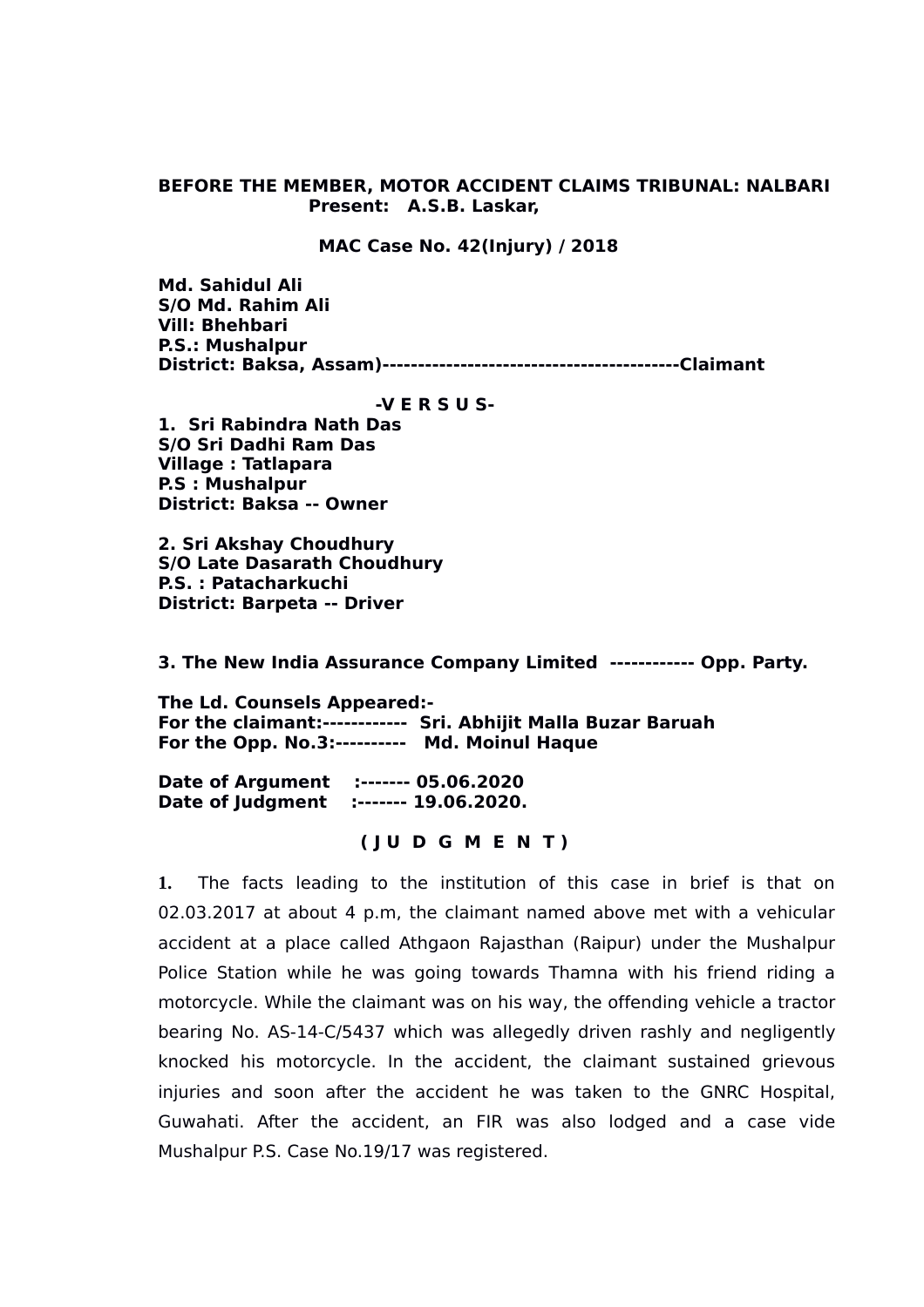**BEFORE THE MEMBER, MOTOR ACCIDENT CLAIMS TRIBUNAL: NALBARI**
**Present: A.S.B. Laskar,**

**MAC Case No. 42(Injury) / 2018**

**Md. Sahidul Ali**
**S/O Md. Rahim Ali**
**Vill: Bhehbari**
**P.S.: Mushalpur**
**District: Baksa, Assam)------------------------------------------Claimant**

**-V E R S U S-**

**1. Sri Rabindra Nath Das**
**S/O Sri Dadhi Ram Das**
**Village : Tatlapara**
**P.S : Mushalpur**
**District: Baksa -- Owner**

**2. Sri Akshay Choudhury**
**S/O Late Dasarath Choudhury**
**P.S. : Patacharkuchi**
**District: Barpeta -- Driver**

**3. The New India Assurance Company Limited ------------ Opp. Party.**

**The Ld. Counsels Appeared:-**
**For the claimant:------------ Sri. Abhijit Malla Buzar Baruah**
**For the Opp. No.3:---------- Md. Moinul Haque**

**Date of Argument :------- 05.06.2020**
**Date of Judgment :------- 19.06.2020.**

**( J U D G M E N T )**

**1.** The facts leading to the institution of this case in brief is that on 02.03.2017 at about 4 p.m, the claimant named above met with a vehicular accident at a place called Athgaon Rajasthan (Raipur) under the Mushalpur Police Station while he was going towards Thamna with his friend riding a motorcycle. While the claimant was on his way, the offending vehicle a tractor bearing No. AS-14-C/5437 which was allegedly driven rashly and negligently knocked his motorcycle. In the accident, the claimant sustained grievous injuries and soon after the accident he was taken to the GNRC Hospital, Guwahati. After the accident, an FIR was also lodged and a case vide Mushalpur P.S. Case No.19/17 was registered.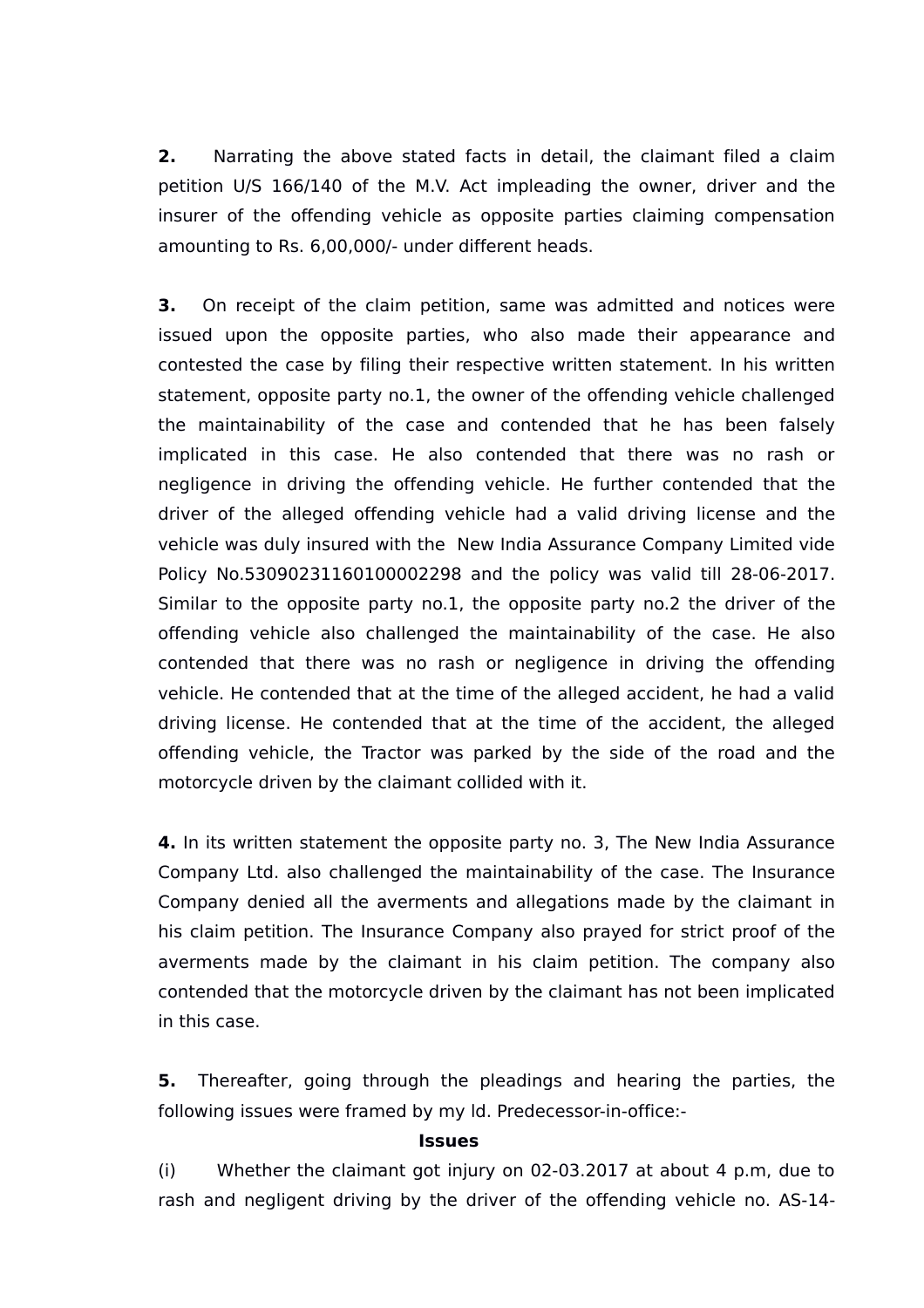**2.** Narrating the above stated facts in detail, the claimant filed a claim petition U/S 166/140 of the M.V. Act impleading the owner, driver and the insurer of the offending vehicle as opposite parties claiming compensation amounting to Rs. 6,00,000/- under different heads.

**3.** On receipt of the claim petition, same was admitted and notices were issued upon the opposite parties, who also made their appearance and contested the case by filing their respective written statement. In his written statement, opposite party no.1, the owner of the offending vehicle challenged the maintainability of the case and contended that he has been falsely implicated in this case. He also contended that there was no rash or negligence in driving the offending vehicle. He further contended that the driver of the alleged offending vehicle had a valid driving license and the vehicle was duly insured with the New India Assurance Company Limited vide Policy No.53090231160100002298 and the policy was valid till 28-06-2017. Similar to the opposite party no.1, the opposite party no.2 the driver of the offending vehicle also challenged the maintainability of the case. He also contended that there was no rash or negligence in driving the offending vehicle. He contended that at the time of the alleged accident, he had a valid driving license. He contended that at the time of the accident, the alleged offending vehicle, the Tractor was parked by the side of the road and the motorcycle driven by the claimant collided with it.

**4.** In its written statement the opposite party no. 3, The New India Assurance Company Ltd. also challenged the maintainability of the case. The Insurance Company denied all the averments and allegations made by the claimant in his claim petition. The Insurance Company also prayed for strict proof of the averments made by the claimant in his claim petition. The company also contended that the motorcycle driven by the claimant has not been implicated in this case.

**5.** Thereafter, going through the pleadings and hearing the parties, the following issues were framed by my ld. Predecessor-in-office:-

**Issues**

(i) Whether the claimant got injury on 02-03.2017 at about 4 p.m, due to rash and negligent driving by the driver of the offending vehicle no. AS-14-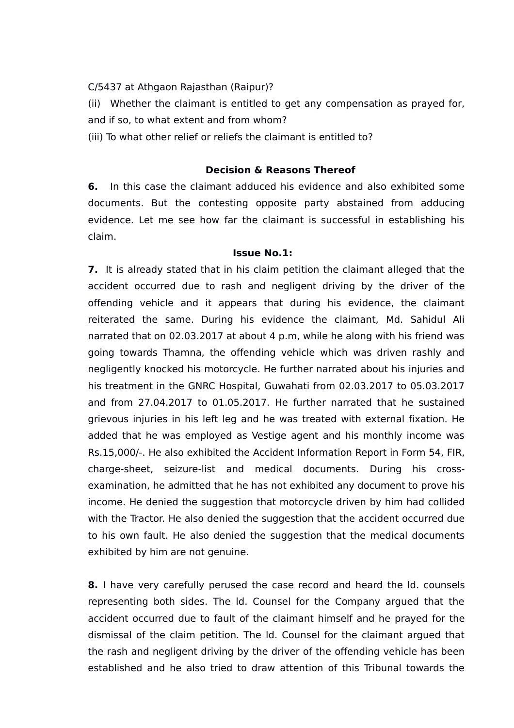C/5437 at Athgaon Rajasthan (Raipur)?

(ii) Whether the claimant is entitled to get any compensation as prayed for, and if so, to what extent and from whom?

(iii) To what other relief or reliefs the claimant is entitled to?

**Decision & Reasons Thereof**

**6.** In this case the claimant adduced his evidence and also exhibited some documents. But the contesting opposite party abstained from adducing evidence. Let me see how far the claimant is successful in establishing his claim.

**Issue No.1:**

**7.** It is already stated that in his claim petition the claimant alleged that the accident occurred due to rash and negligent driving by the driver of the offending vehicle and it appears that during his evidence, the claimant reiterated the same. During his evidence the claimant, Md. Sahidul Ali narrated that on 02.03.2017 at about 4 p.m, while he along with his friend was going towards Thamna, the offending vehicle which was driven rashly and negligently knocked his motorcycle. He further narrated about his injuries and his treatment in the GNRC Hospital, Guwahati from 02.03.2017 to 05.03.2017 and from 27.04.2017 to 01.05.2017. He further narrated that he sustained grievous injuries in his left leg and he was treated with external fixation. He added that he was employed as Vestige agent and his monthly income was Rs.15,000/-. He also exhibited the Accident Information Report in Form 54, FIR, charge-sheet, seizure-list and medical documents. During his cross-examination, he admitted that he has not exhibited any document to prove his income. He denied the suggestion that motorcycle driven by him had collided with the Tractor. He also denied the suggestion that the accident occurred due to his own fault. He also denied the suggestion that the medical documents exhibited by him are not genuine.

**8.** I have very carefully perused the case record and heard the ld. counsels representing both sides. The ld. Counsel for the Company argued that the accident occurred due to fault of the claimant himself and he prayed for the dismissal of the claim petition. The ld. Counsel for the claimant argued that the rash and negligent driving by the driver of the offending vehicle has been established and he also tried to draw attention of this Tribunal towards the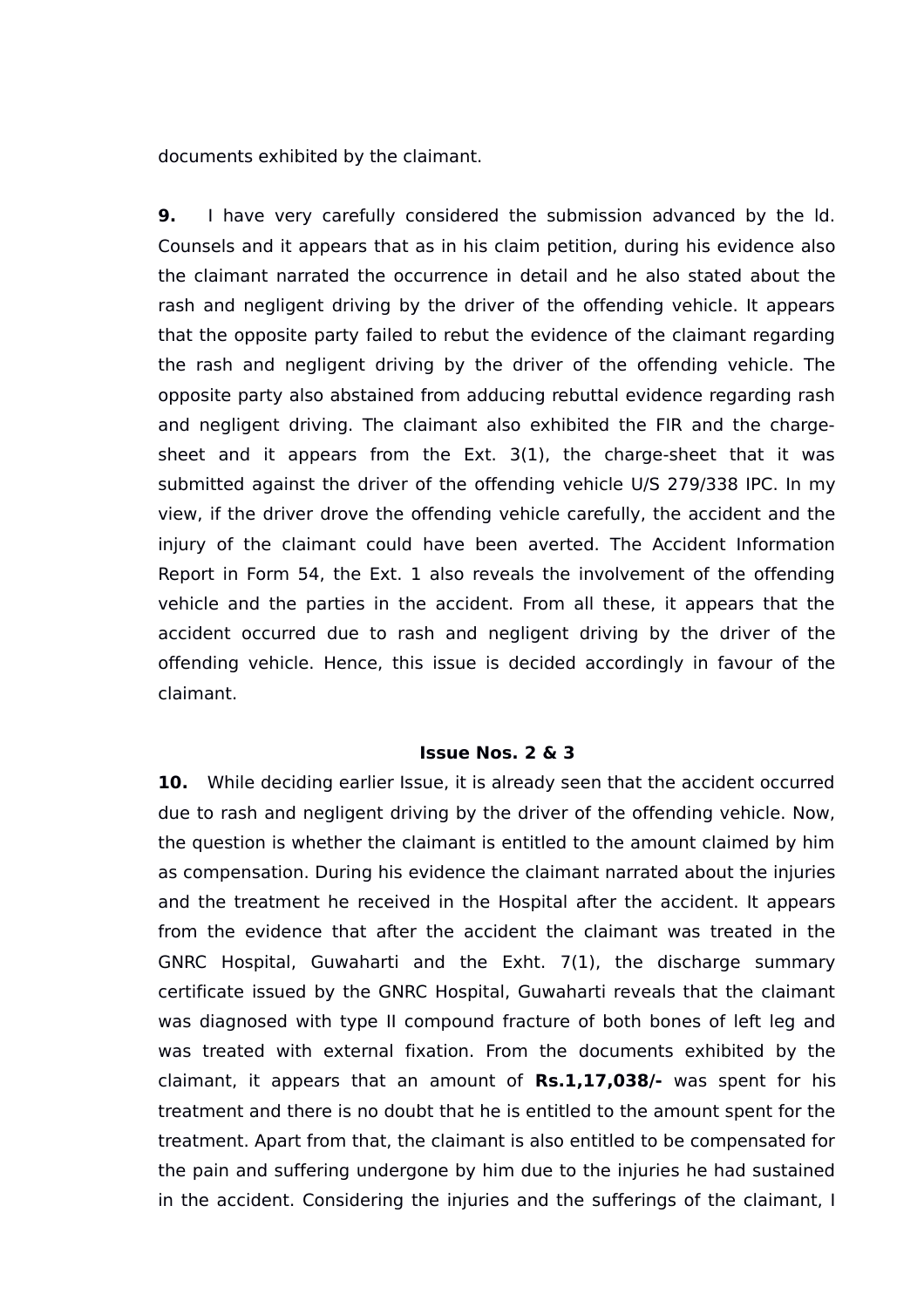documents exhibited by the claimant.

**9.** I have very carefully considered the submission advanced by the ld. Counsels and it appears that as in his claim petition, during his evidence also the claimant narrated the occurrence in detail and he also stated about the rash and negligent driving by the driver of the offending vehicle. It appears that the opposite party failed to rebut the evidence of the claimant regarding the rash and negligent driving by the driver of the offending vehicle. The opposite party also abstained from adducing rebuttal evidence regarding rash and negligent driving. The claimant also exhibited the FIR and the charge-sheet and it appears from the Ext. 3(1), the charge-sheet that it was submitted against the driver of the offending vehicle U/S 279/338 IPC. In my view, if the driver drove the offending vehicle carefully, the accident and the injury of the claimant could have been averted. The Accident Information Report in Form 54, the Ext. 1 also reveals the involvement of the offending vehicle and the parties in the accident. From all these, it appears that the accident occurred due to rash and negligent driving by the driver of the offending vehicle. Hence, this issue is decided accordingly in favour of the claimant.

**Issue Nos. 2 & 3**

**10.** While deciding earlier Issue, it is already seen that the accident occurred due to rash and negligent driving by the driver of the offending vehicle. Now, the question is whether the claimant is entitled to the amount claimed by him as compensation. During his evidence the claimant narrated about the injuries and the treatment he received in the Hospital after the accident. It appears from the evidence that after the accident the claimant was treated in the GNRC Hospital, Guwaharti and the Exht. 7(1), the discharge summary certificate issued by the GNRC Hospital, Guwaharti reveals that the claimant was diagnosed with type II compound fracture of both bones of left leg and was treated with external fixation. From the documents exhibited by the claimant, it appears that an amount of **Rs.1,17,038/-** was spent for his treatment and there is no doubt that he is entitled to the amount spent for the treatment. Apart from that, the claimant is also entitled to be compensated for the pain and suffering undergone by him due to the injuries he had sustained in the accident. Considering the injuries and the sufferings of the claimant, I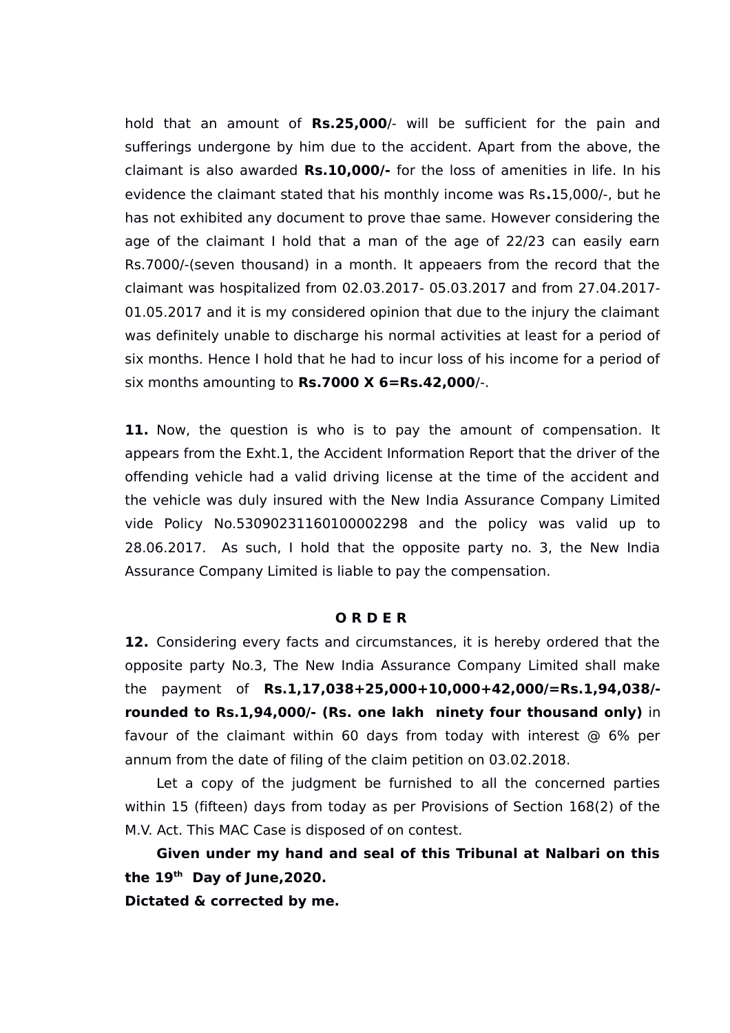hold that an amount of **Rs.25,000**/- will be sufficient for the pain and sufferings undergone by him due to the accident. Apart from the above, the claimant is also awarded **Rs.10,000/-** for the loss of amenities in life. In his evidence the claimant stated that his monthly income was Rs**.**15,000/-, but he has not exhibited any document to prove thae same. However considering the age of the claimant I hold that a man of the age of 22/23 can easily earn Rs.7000/-(seven thousand) in a month. It appeaers from the record that the claimant was hospitalized from 02.03.2017- 05.03.2017 and from 27.04.2017-01.05.2017 and it is my considered opinion that due to the injury the claimant was definitely unable to discharge his normal activities at least for a period of six months. Hence I hold that he had to incur loss of his income for a period of six months amounting to **Rs.7000 X 6=Rs.42,000**/-.

**11.** Now, the question is who is to pay the amount of compensation. It appears from the Exht.1, the Accident Information Report that the driver of the offending vehicle had a valid driving license at the time of the accident and the vehicle was duly insured with the New India Assurance Company Limited vide Policy No.53090231160100002298 and the policy was valid up to 28.06.2017. As such, I hold that the opposite party no. 3, the New India Assurance Company Limited is liable to pay the compensation.

**O R D E R**

**12.** Considering every facts and circumstances, it is hereby ordered that the opposite party No.3, The New India Assurance Company Limited shall make the payment of **Rs.1,17,038+25,000+10,000+42,000/=Rs.1,94,038/- rounded to Rs.1,94,000/- (Rs. one lakh ninety four thousand only)** in favour of the claimant within 60 days from today with interest @ 6% per annum from the date of filing of the claim petition on 03.02.2018.

Let a copy of the judgment be furnished to all the concerned parties within 15 (fifteen) days from today as per Provisions of Section 168(2) of the M.V. Act. This MAC Case is disposed of on contest.

**Given under my hand and seal of this Tribunal at Nalbari on this the 19th Day of June,2020.**

**Dictated & corrected by me.**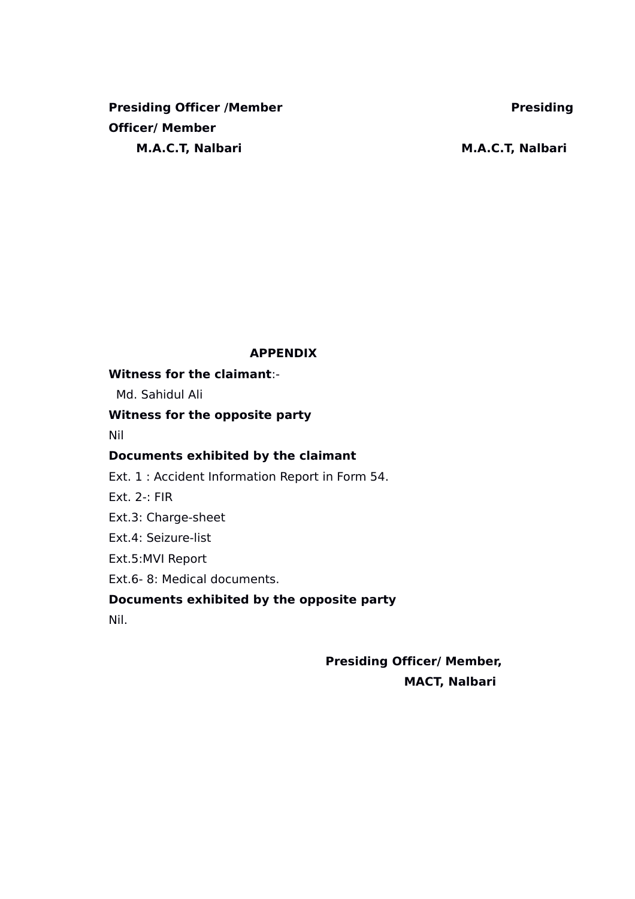**Presiding Officer /Member** **Presiding Officer/ Member**

**M.A.C.T, Nalbari** **M.A.C.T, Nalbari**

**APPENDIX**

**Witness for the claimant**:-

Md. Sahidul Ali

**Witness for the opposite party**

Nil

**Documents exhibited by the claimant**

Ext. 1 : Accident Information Report in Form 54.

Ext. 2-: FIR

Ext.3: Charge-sheet

Ext.4: Seizure-list

Ext.5:MVI Report

Ext.6- 8: Medical documents.

**Documents exhibited by the opposite party**

Nil.

**Presiding Officer/ Member,**

**MACT, Nalbari**